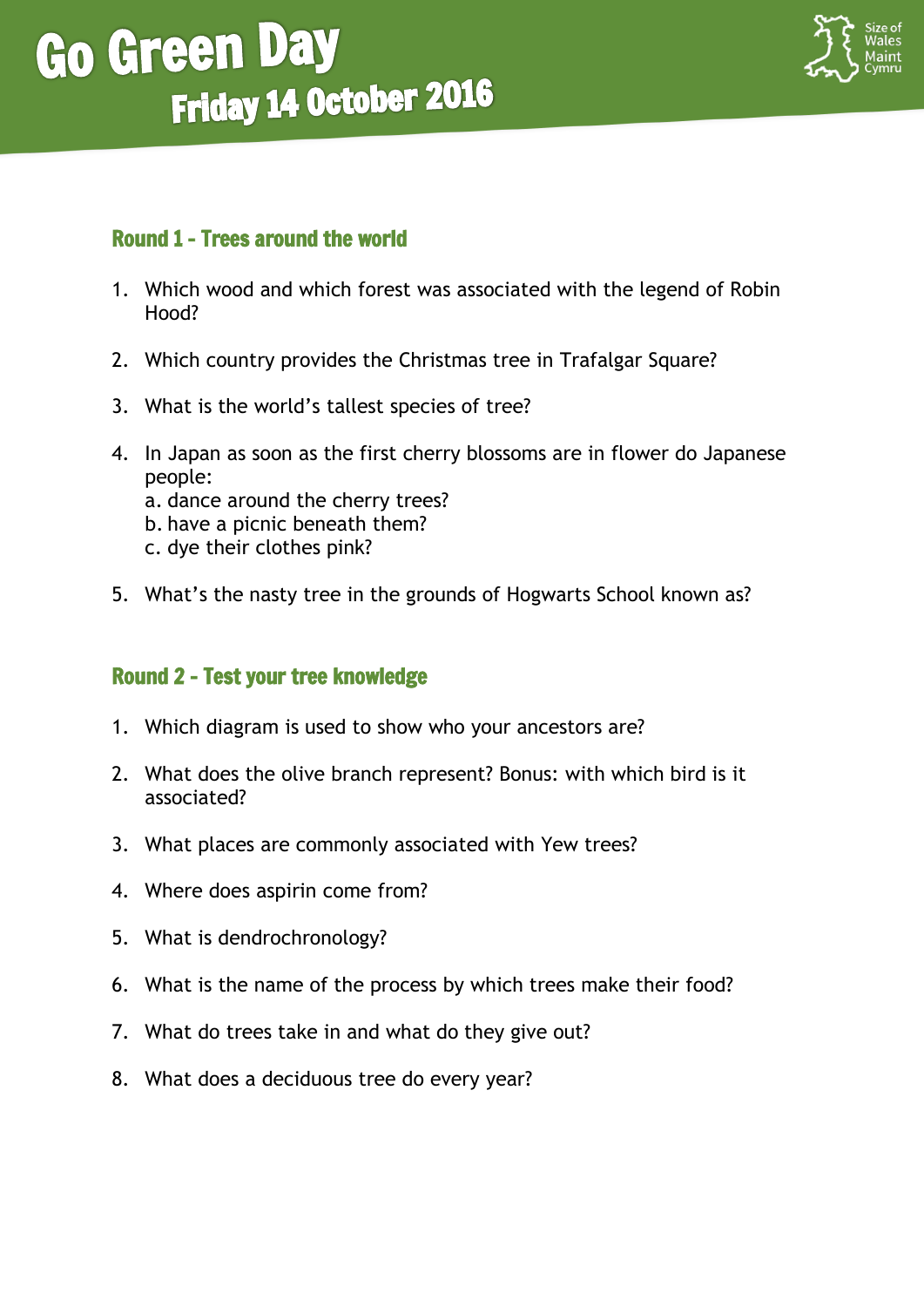# Go Green Day

## Friday 14 October 2016

Size of Wales Maint Cymru

### Round 1 - Trees around the world

1. Which wood and which forest was associated with the legend of Robin Hood?
2. Which country provides the Christmas tree in Trafalgar Square?
3. What is the world's tallest species of tree?
4. In Japan as soon as the first cherry blossoms are in flower do Japanese people:
   a. dance around the cherry trees?
   b. have a picnic beneath them?
   c. dye their clothes pink?
5. What's the nasty tree in the grounds of Hogwarts School known as?

### Round 2 - Test your tree knowledge

1. Which diagram is used to show who your ancestors are?
2. What does the olive branch represent? Bonus: with which bird is it associated?
3. What places are commonly associated with Yew trees?
4. Where does aspirin come from?
5. What is dendrochronology?
6. What is the name of the process by which trees make their food?
7. What do trees take in and what do they give out?
8. What does a deciduous tree do every year?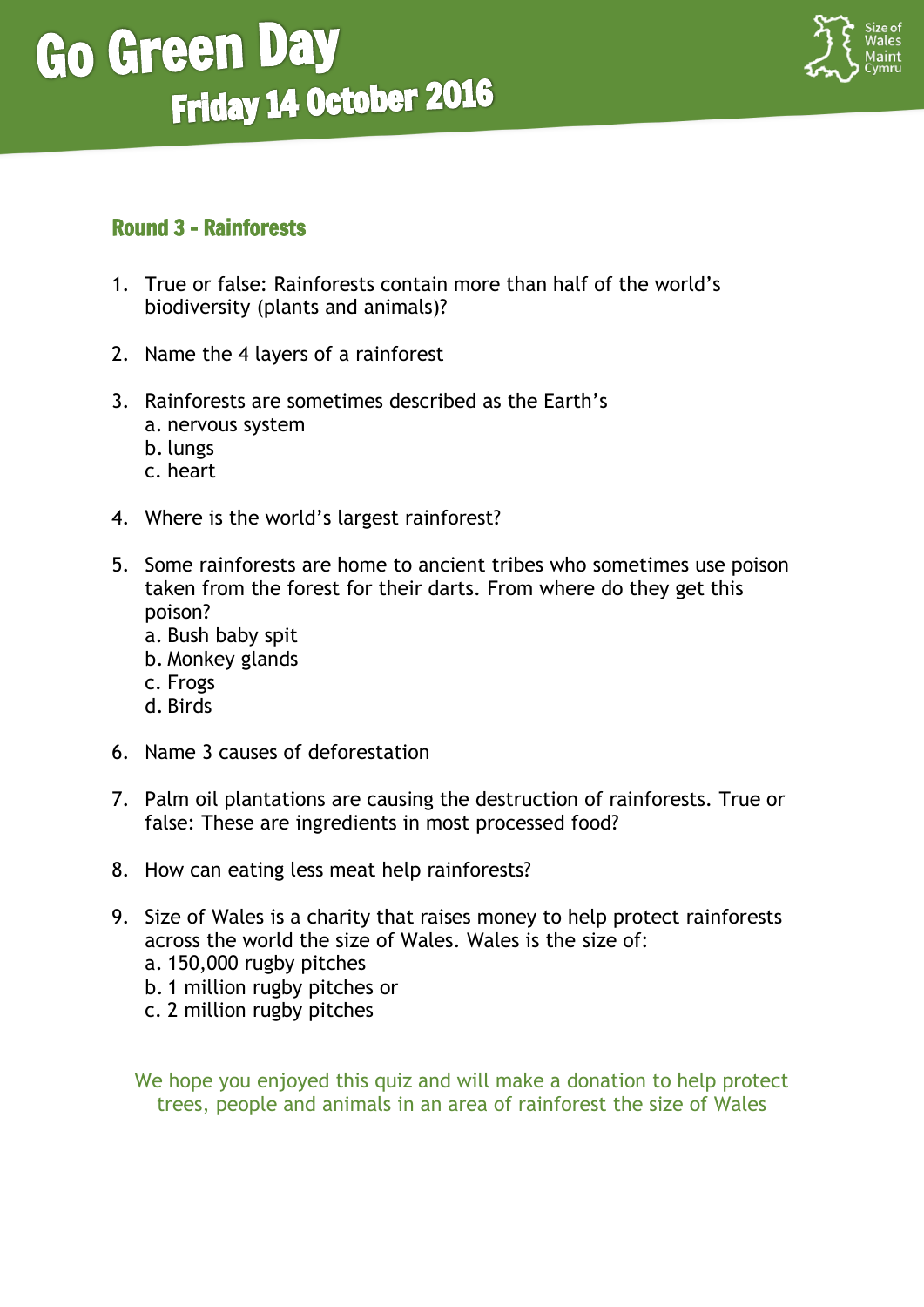# Go Green Day
## Friday 14 October 2016

### Round 3 - Rainforests

1. True or false: Rainforests contain more than half of the world's biodiversity (plants and animals)?

2. Name the 4 layers of a rainforest

3. Rainforests are sometimes described as the Earth's
   a. nervous system
   b. lungs
   c. heart

4. Where is the world's largest rainforest?

5. Some rainforests are home to ancient tribes who sometimes use poison taken from the forest for their darts. From where do they get this poison?
   a. Bush baby spit
   b. Monkey glands
   c. Frogs
   d. Birds

6. Name 3 causes of deforestation

7. Palm oil plantations are causing the destruction of rainforests. True or false: These are ingredients in most processed food?

8. How can eating less meat help rainforests?

9. Size of Wales is a charity that raises money to help protect rainforests across the world the size of Wales. Wales is the size of:
   a. 150,000 rugby pitches
   b. 1 million rugby pitches or
   c. 2 million rugby pitches

We hope you enjoyed this quiz and will make a donation to help protect trees, people and animals in an area of rainforest the size of Wales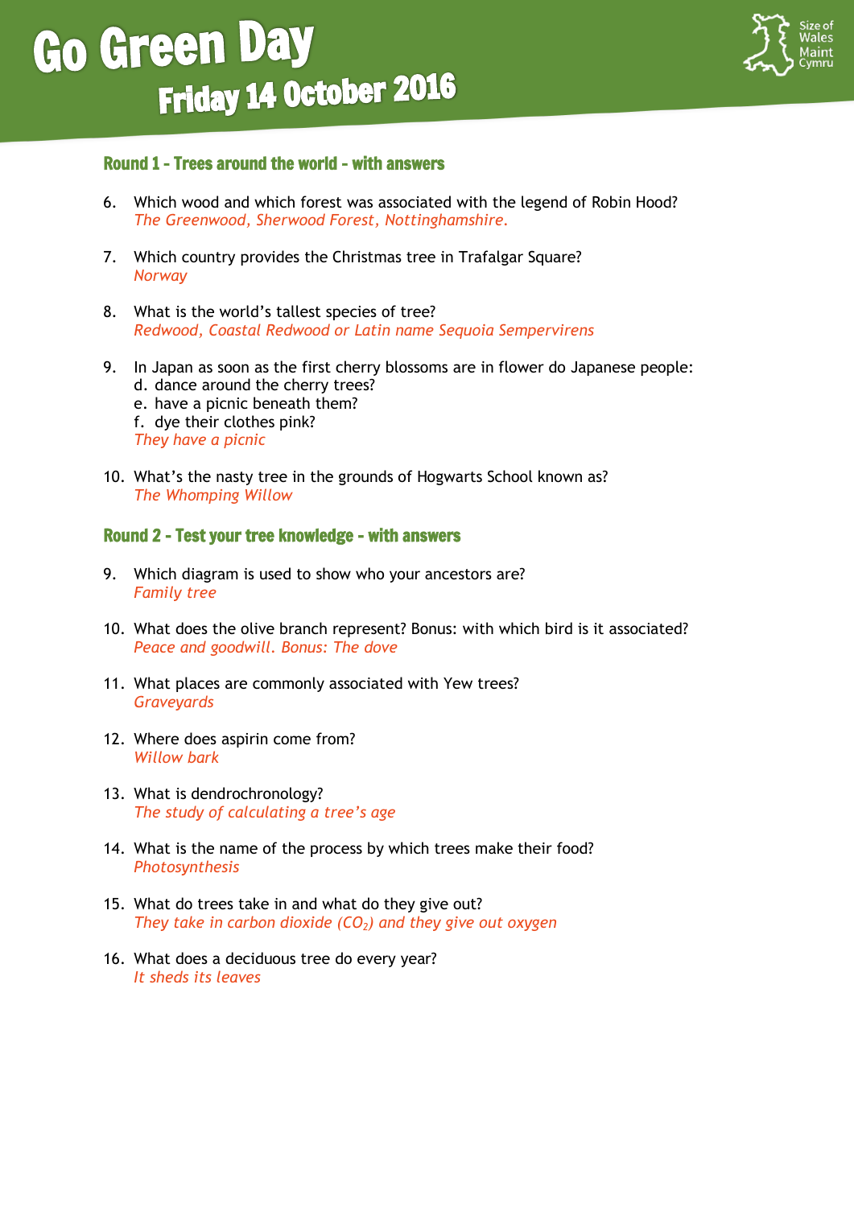# Go Green Day
## Friday 14 October 2016

### Round 1 - Trees around the world - with answers

6. Which wood and which forest was associated with the legend of Robin Hood?
   *The Greenwood, Sherwood Forest, Nottinghamshire.*

7. Which country provides the Christmas tree in Trafalgar Square?
   *Norway*

8. What is the world's tallest species of tree?
   *Redwood, Coastal Redwood or Latin name Sequoia Sempervirens*

9. In Japan as soon as the first cherry blossoms are in flower do Japanese people:
   d. dance around the cherry trees?
   e. have a picnic beneath them?
   f. dye their clothes pink?
   *They have a picnic*

10. What's the nasty tree in the grounds of Hogwarts School known as?
    *The Whomping Willow*

### Round 2 - Test your tree knowledge - with answers

9. Which diagram is used to show who your ancestors are?
   *Family tree*

10. What does the olive branch represent? Bonus: with which bird is it associated?
    *Peace and goodwill. Bonus: The dove*

11. What places are commonly associated with Yew trees?
    *Graveyards*

12. Where does aspirin come from?
    *Willow bark*

13. What is dendrochronology?
    *The study of calculating a tree's age*

14. What is the name of the process by which trees make their food?
    *Photosynthesis*

15. What do trees take in and what do they give out?
    *They take in carbon dioxide ($CO_2$) and they give out oxygen*

16. What does a deciduous tree do every year?
    *It sheds its leaves*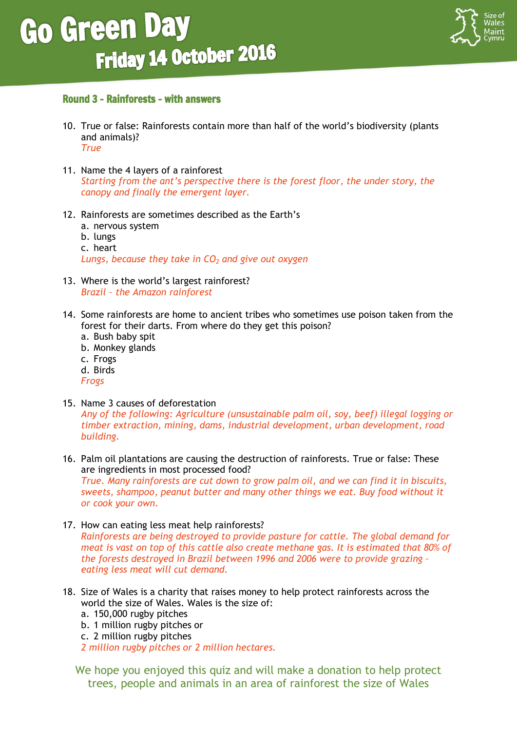# Go Green Day

## Friday 14 October 2016

Size of Wales
Maint Cymru

### Round 3 - Rainforests - with answers

10. True or false: Rainforests contain more than half of the world's biodiversity (plants and animals)?
*True*

11. Name the 4 layers of a rainforest
*Starting from the ant's perspective there is the forest floor, the under story, the canopy and finally the emergent layer.*

12. Rainforests are sometimes described as the Earth's
    a. nervous system
    b. lungs
    c. heart
*Lungs, because they take in $CO_2$ and give out oxygen*

13. Where is the world's largest rainforest?
*Brazil – the Amazon rainforest*

14. Some rainforests are home to ancient tribes who sometimes use poison taken from the forest for their darts. From where do they get this poison?
    a. Bush baby spit
    b. Monkey glands
    c. Frogs
    d. Birds
*Frogs*

15. Name 3 causes of deforestation
*Any of the following: Agriculture (unsustainable palm oil, soy, beef) illegal logging or timber extraction, mining, dams, industrial development, urban development, road building.*

16. Palm oil plantations are causing the destruction of rainforests. True or false: These are ingredients in most processed food?
*True. Many rainforests are cut down to grow palm oil, and we can find it in biscuits, sweets, shampoo, peanut butter and many other things we eat. Buy food without it or cook your own.*

17. How can eating less meat help rainforests?
*Rainforests are being destroyed to provide pasture for cattle. The global demand for meat is vast on top of this cattle also create methane gas. It is estimated that 80% of the forests destroyed in Brazil between 1996 and 2006 were to provide grazing – eating less meat will cut demand.*

18. Size of Wales is a charity that raises money to help protect rainforests across the world the size of Wales. Wales is the size of:
    a. 150,000 rugby pitches
    b. 1 million rugby pitches or
    c. 2 million rugby pitches
*2 million rugby pitches or 2 million hectares.*

We hope you enjoyed this quiz and will make a donation to help protect trees, people and animals in an area of rainforest the size of Wales